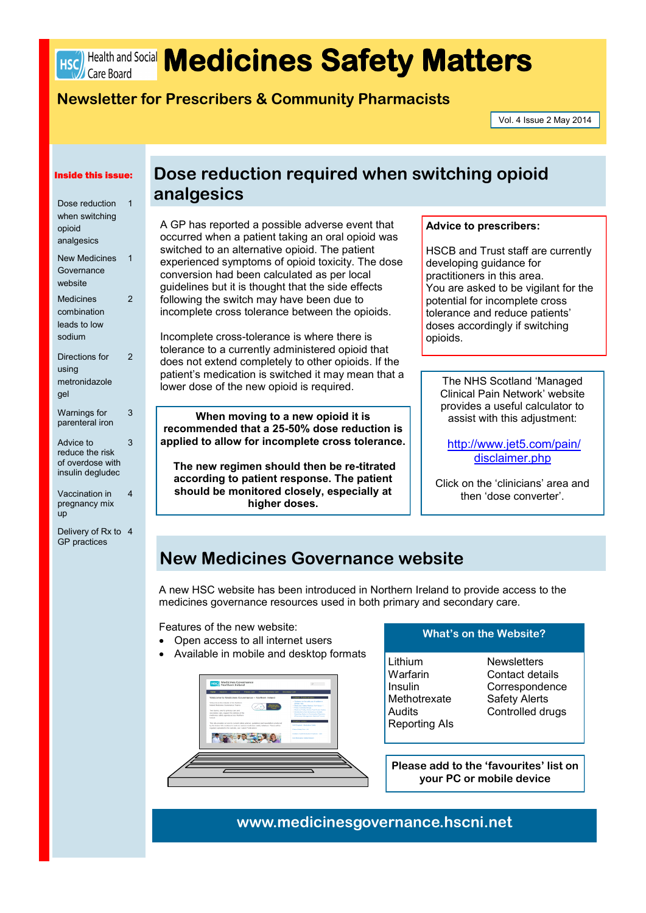# Medicines Safety Matters

Health and Social Care Board

## Newsletter for Prescribers & Community Pharmacists

Vol. 4 Issue 2 May 2014

**Inside this issue:**

| | |
|---|---|
| Dose reduction when switching opioid analgesics | 1 |
| New Medicines Governance website | 1 |
| Medicines combination leads to low sodium | 2 |
| Directions for using metronidazole gel | 2 |
| Warnings for parenteral iron | 3 |
| Advice to reduce the risk of overdose with insulin degludec | 3 |
| Vaccination in pregnancy mix up | 4 |
| Delivery of Rx to GP practices | 4 |

## Dose reduction required when switching opioid analgesics

A GP has reported a possible adverse event that occurred when a patient taking an oral opioid was switched to an alternative opioid. The patient experienced symptoms of opioid toxicity. The dose conversion had been calculated as per local guidelines but it is thought that the side effects following the switch may have been due to incomplete cross tolerance between the opioids.

Incomplete cross-tolerance is where there is tolerance to a currently administered opioid that does not extend completely to other opioids. If the patient's medication is switched it may mean that a lower dose of the new opioid is required.

**When moving to a new opioid it is recommended that a 25-50% dose reduction is applied to allow for incomplete cross tolerance.**

**The new regimen should then be re-titrated according to patient response. The patient should be monitored closely, especially at higher doses.**

**Advice to prescribers:**

HSCB and Trust staff are currently developing guidance for practitioners in this area.
You are asked to be vigilant for the potential for incomplete cross tolerance and reduce patients' doses accordingly if switching opioids.

The NHS Scotland 'Managed Clinical Pain Network' website provides a useful calculator to assist with this adjustment:

http://www.jet5.com/pain/disclaimer.php

Click on the 'clinicians' area and then 'dose converter'.

## New Medicines Governance website

A new HSC website has been introduced in Northern Ireland to provide access to the medicines governance resources used in both primary and secondary care.

Features of the new website:

- Open access to all internet users
- Available in mobile and desktop formats

**What's on the Website?**

| | |
|---|---|
| Lithium | Newsletters |
| Warfarin | Contact details |
| Insulin | Correspondence |
| Methotrexate | Safety Alerts |
| Audits | Controlled drugs |
| Reporting AIs | |

**Please add to the 'favourites' list on your PC or mobile device**

**www.medicinesgovernance.hscni.net**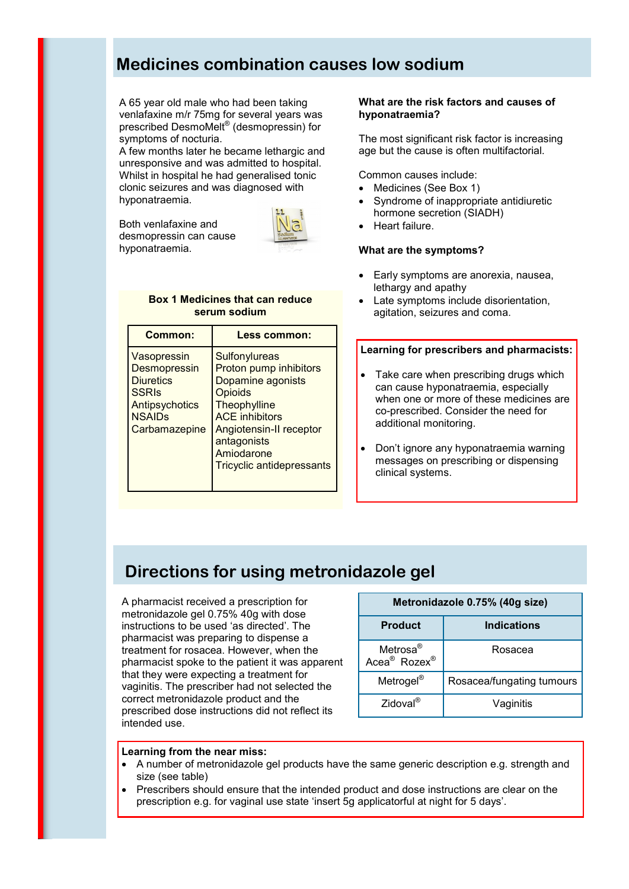## Medicines combination causes low sodium

A 65 year old male who had been taking venlafaxine m/r 75mg for several years was prescribed DesmoMelt® (desmopressin) for symptoms of nocturia.
A few months later he became lethargic and unresponsive and was admitted to hospital. Whilst in hospital he had generalised tonic clonic seizures and was diagnosed with hyponatraemia.

Both venlafaxine and desmopressin can cause hyponatraemia.

**Box 1 Medicines that can reduce serum sodium**

| Common: | Less common: |
|---|---|
| Vasopressin<br>Desmopressin<br>Diuretics<br>SSRIs<br>Antipsychotics<br>NSAIDs<br>Carbamazepine | Sulfonylureas<br>Proton pump inhibitors<br>Dopamine agonists<br>Opioids<br>Theophylline<br>ACE inhibitors<br>Angiotensin-II receptor antagonists<br>Amiodarone<br>Tricyclic antidepressants |

**What are the risk factors and causes of hyponatraemia?**

The most significant risk factor is increasing age but the cause is often multifactorial.

Common causes include:

- Medicines (See Box 1)
- Syndrome of inappropriate antidiuretic hormone secretion (SIADH)
- Heart failure.

**What are the symptoms?**

- Early symptoms are anorexia, nausea, lethargy and apathy
- Late symptoms include disorientation, agitation, seizures and coma.

**Learning for prescribers and pharmacists:**

- Take care when prescribing drugs which can cause hyponatraemia, especially when one or more of these medicines are co-prescribed. Consider the need for additional monitoring.
- Don't ignore any hyponatraemia warning messages on prescribing or dispensing clinical systems.

## Directions for using metronidazole gel

A pharmacist received a prescription for metronidazole gel 0.75% 40g with dose instructions to be used 'as directed'. The pharmacist was preparing to dispense a treatment for rosacea. However, when the pharmacist spoke to the patient it was apparent that they were expecting a treatment for vaginitis. The prescriber had not selected the correct metronidazole product and the prescribed dose instructions did not reflect its intended use.

| Metronidazole 0.75% (40g size) | |
|---|---|
| **Product** | **Indications** |
| Metrosa®<br>Acea® Rozex® | Rosacea |
| Metrogel® | Rosacea/fungating tumours |
| Zidoval® | Vaginitis |

**Learning from the near miss:**

- A number of metronidazole gel products have the same generic description e.g. strength and size (see table)
- Prescribers should ensure that the intended product and dose instructions are clear on the prescription e.g. for vaginal use state 'insert 5g applicatorful at night for 5 days'.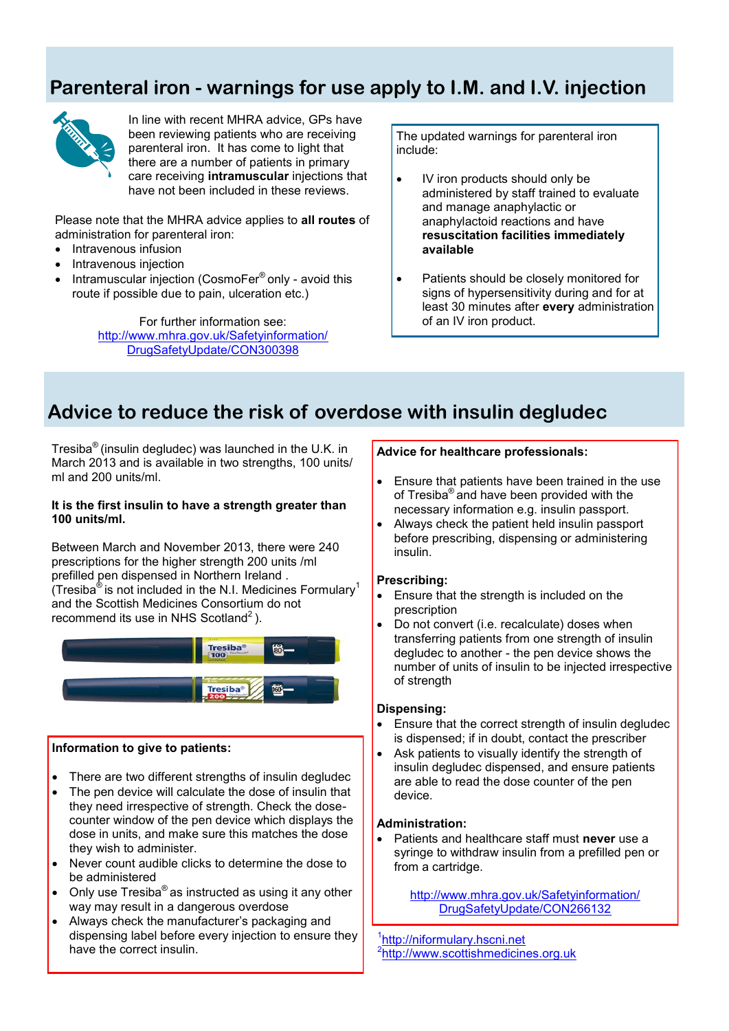## Parenteral iron - warnings for use apply to I.M. and I.V. injection

In line with recent MHRA advice, GPs have been reviewing patients who are receiving parenteral iron. It has come to light that there are a number of patients in primary care receiving **intramuscular** injections that have not been included in these reviews.

Please note that the MHRA advice applies to **all routes** of administration for parenteral iron:

- Intravenous infusion
- Intravenous injection
- Intramuscular injection (CosmoFer® only - avoid this route if possible due to pain, ulceration etc.)

For further information see: http://www.mhra.gov.uk/Safetyinformation/DrugSafetyUpdate/CON300398

The updated warnings for parenteral iron include:

- IV iron products should only be administered by staff trained to evaluate and manage anaphylactic or anaphylactoid reactions and have **resuscitation facilities immediately available**
- Patients should be closely monitored for signs of hypersensitivity during and for at least 30 minutes after **every** administration of an IV iron product.

## Advice to reduce the risk of overdose with insulin degludec

Tresiba® (insulin degludec) was launched in the U.K. in March 2013 and is available in two strengths, 100 units/ml and 200 units/ml.

**It is the first insulin to have a strength greater than 100 units/ml.**

Between March and November 2013, there were 240 prescriptions for the higher strength 200 units /ml prefilled pen dispensed in Northern Ireland . (Tresiba® is not included in the N.I. Medicines Formulary[1] and the Scottish Medicines Consortium do not recommend its use in NHS Scotland[2] ).

**Information to give to patients:**

- There are two different strengths of insulin degludec
- The pen device will calculate the dose of insulin that they need irrespective of strength. Check the dose-counter window of the pen device which displays the dose in units, and make sure this matches the dose they wish to administer.
- Never count audible clicks to determine the dose to be administered
- Only use Tresiba® as instructed as using it any other way may result in a dangerous overdose
- Always check the manufacturer's packaging and dispensing label before every injection to ensure they have the correct insulin.

**Advice for healthcare professionals:**

- Ensure that patients have been trained in the use of Tresiba® and have been provided with the necessary information e.g. insulin passport.
- Always check the patient held insulin passport before prescribing, dispensing or administering insulin.

**Prescribing:**

- Ensure that the strength is included on the prescription
- Do not convert (i.e. recalculate) doses when transferring patients from one strength of insulin degludec to another - the pen device shows the number of units of insulin to be injected irrespective of strength

**Dispensing:**

- Ensure that the correct strength of insulin degludec is dispensed; if in doubt, contact the prescriber
- Ask patients to visually identify the strength of insulin degludec dispensed, and ensure patients are able to read the dose counter of the pen device.

**Administration:**

- Patients and healthcare staff must **never** use a syringe to withdraw insulin from a prefilled pen or from a cartridge.

http://www.mhra.gov.uk/Safetyinformation/DrugSafetyUpdate/CON266132

[1] http://niformulary.hscni.net
[2] http://www.scottishmedicines.org.uk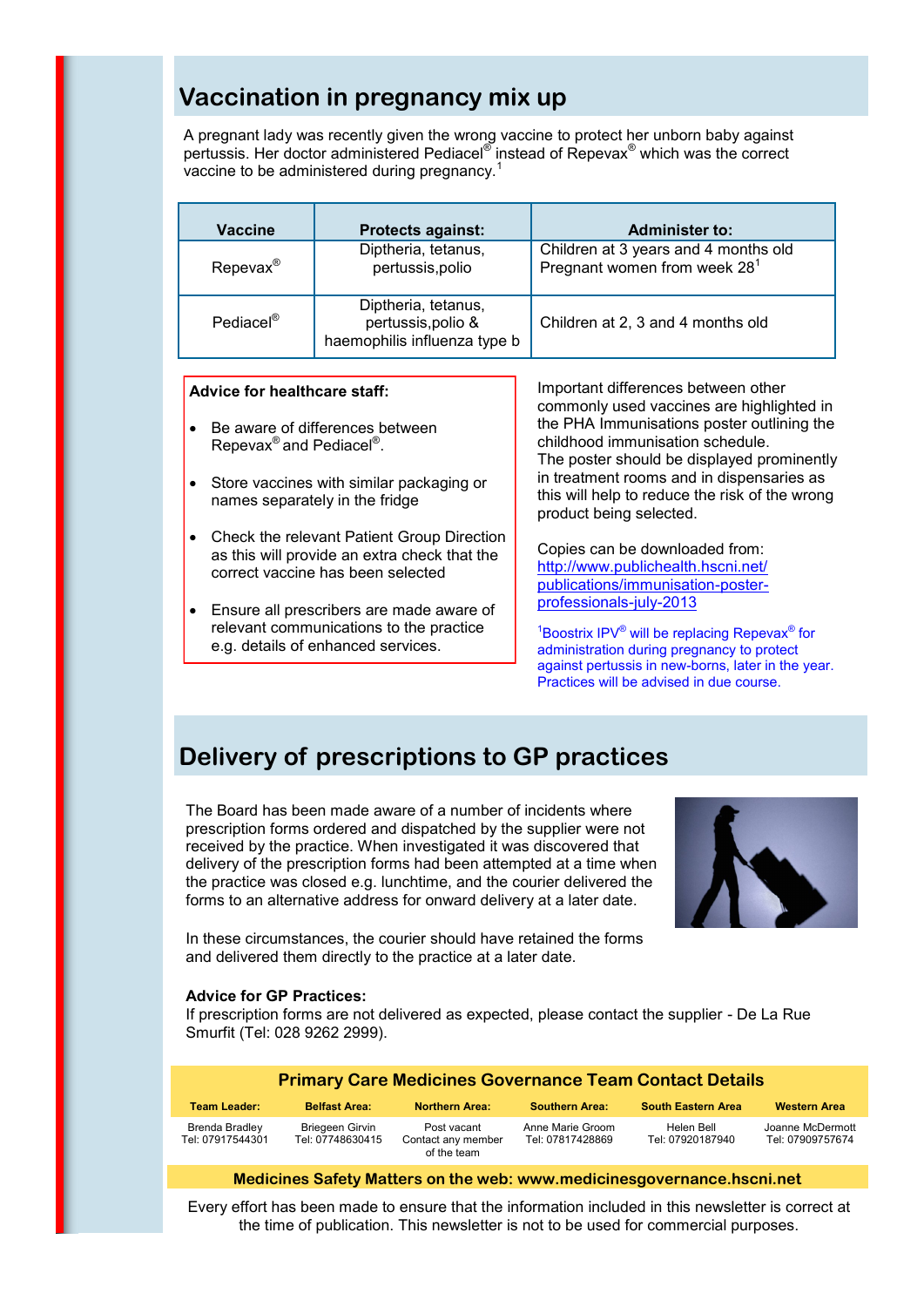## Vaccination in pregnancy mix up

A pregnant lady was recently given the wrong vaccine to protect her unborn baby against pertussis. Her doctor administered Pediacel® instead of Repevax® which was the correct vaccine to be administered during pregnancy.[1]

| Vaccine | Protects against: | Administer to: |
|---|---|---|
| Repevax® | Diptheria, tetanus, pertussis,polio | Children at 3 years and 4 months old<br>Pregnant women from week 28[1] |
| Pediacel® | Diptheria, tetanus, pertussis,polio & haemophilis influenza type b | Children at 2, 3 and 4 months old |

**Advice for healthcare staff:**

- Be aware of differences between Repevax® and Pediacel®.
- Store vaccines with similar packaging or names separately in the fridge
- Check the relevant Patient Group Direction as this will provide an extra check that the correct vaccine has been selected
- Ensure all prescribers are made aware of relevant communications to the practice e.g. details of enhanced services.

Important differences between other commonly used vaccines are highlighted in the PHA Immunisations poster outlining the childhood immunisation schedule.
The poster should be displayed prominently in treatment rooms and in dispensaries as this will help to reduce the risk of the wrong product being selected.

Copies can be downloaded from:
http://www.publichealth.hscni.net/publications/immunisation-poster-professionals-july-2013

[1]Boostrix IPV® will be replacing Repevax® for administration during pregnancy to protect against pertussis in new-borns, later in the year. Practices will be advised in due course.

## Delivery of prescriptions to GP practices

The Board has been made aware of a number of incidents where prescription forms ordered and dispatched by the supplier were not received by the practice. When investigated it was discovered that delivery of the prescription forms had been attempted at a time when the practice was closed e.g. lunchtime, and the courier delivered the forms to an alternative address for onward delivery at a later date.

In these circumstances, the courier should have retained the forms and delivered them directly to the practice at a later date.

**Advice for GP Practices:**
If prescription forms are not delivered as expected, please contact the supplier - De La Rue Smurfit (Tel: 028 9262 2999).

### Primary Care Medicines Governance Team Contact Details

| Team Leader: | Belfast Area: | Northern Area: | Southern Area: | South Eastern Area | Western Area |
|---|---|---|---|---|---|
| Brenda Bradley<br>Tel: 07917544301 | Briegeen Girvin<br>Tel: 07748630415 | Post vacant<br>Contact any member of the team | Anne Marie Groom<br>Tel: 07817428869 | Helen Bell<br>Tel: 07920187940 | Joanne McDermott<br>Tel: 07909757674 |

**Medicines Safety Matters on the web: www.medicinesgovernance.hscni.net**

Every effort has been made to ensure that the information included in this newsletter is correct at the time of publication. This newsletter is not to be used for commercial purposes.